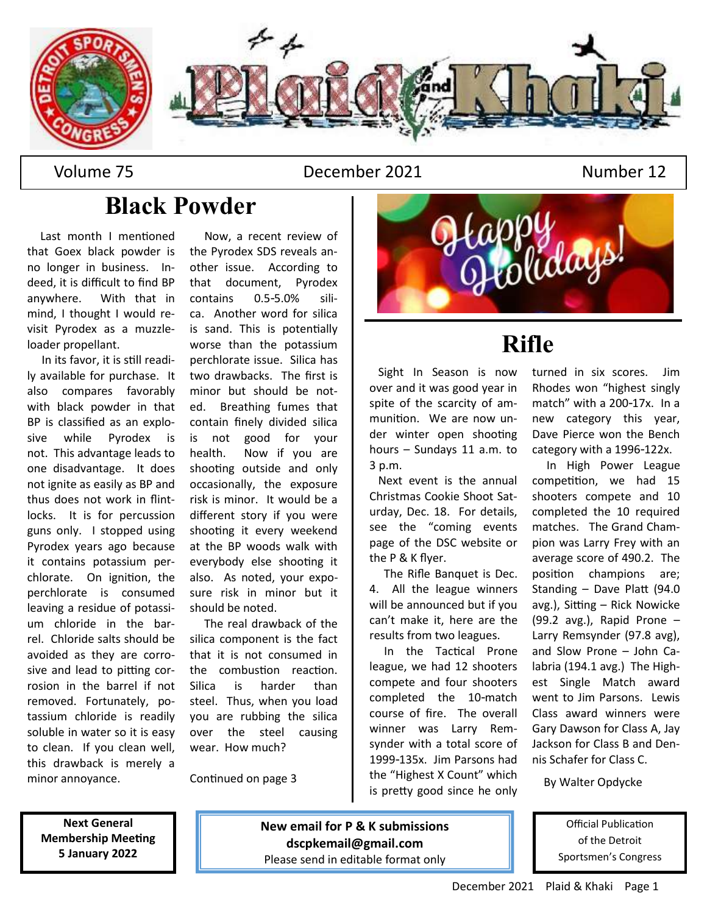# Plaid and Khaki

Volume 75 — December 2021 — Number 12

## Black Powder

Last month I mentioned that Goex black powder is no longer in business. Indeed, it is difficult to find BP anywhere. With that in mind, I thought I would revisit Pyrodex as a muzzleloader propellant.

In its favor, it is still readily available for purchase. It also compares favorably with black powder in that BP is classified as an explosive while Pyrodex is not. This advantage leads to one disadvantage. It does not ignite as easily as BP and thus does not work in flintlocks. It is for percussion guns only. I stopped using Pyrodex years ago because it contains potassium perchlorate. On ignition, the perchlorate is consumed leaving a residue of potassium chloride in the barrel. Chloride salts should be avoided as they are corrosive and lead to pitting corrosion in the barrel if not removed. Fortunately, potassium chloride is readily soluble in water so it is easy to clean. If you clean well, this drawback is merely a minor annoyance.

Now, a recent review of the Pyrodex SDS reveals another issue. According to that document, Pyrodex contains 0.5-5.0% silica. Another word for silica is sand. This is potentially worse than the potassium perchlorate issue. Silica has two drawbacks. The first is minor but should be noted. Breathing fumes that contain finely divided silica is not good for your health. Now if you are shooting outside and only occasionally, the exposure risk is minor. It would be a different story if you were shooting it every weekend at the BP woods walk with everybody else shooting it also. As noted, your exposure risk in minor but it should be noted.

The real drawback of the silica component is the fact that it is not consumed in the combustion reaction. Silica is harder than steel. Thus, when you load you are rubbing the silica over the steel causing wear. How much?

Continued on page 3

Happy Holidays!

## Rifle

Sight In Season is now over and it was good year in spite of the scarcity of ammunition. We are now under winter open shooting hours – Sundays 11 a.m. to 3 p.m.

Next event is the annual Christmas Cookie Shoot Saturday, Dec. 18. For details, see the "coming events page of the DSC website or the P & K flyer.

The Rifle Banquet is Dec. 4. All the league winners will be announced but if you can't make it, here are the results from two leagues.

In the Tactical Prone league, we had 12 shooters compete and four shooters completed the 10-match course of fire. The overall winner was Larry Remsynder with a total score of 1999-135x. Jim Parsons had the "Highest X Count" which is pretty good since he only turned in six scores. Jim Rhodes won "highest singly match" with a 200-17x. In a new category this year, Dave Pierce won the Bench category with a 1996-122x.

In High Power League competition, we had 15 shooters compete and 10 completed the 10 required matches. The Grand Champion was Larry Frey with an average score of 490.2. The position champions are; Standing – Dave Platt (94.0 avg.), Sitting – Rick Nowicke (99.2 avg.), Rapid Prone – Larry Remsynder (97.8 avg), and Slow Prone – John Calabria (194.1 avg.) The Highest Single Match award went to Jim Parsons. Lewis Class award winners were Gary Dawson for Class A, Jay Jackson for Class B and Dennis Schafer for Class C.

By Walter Opdycke

**Next General Membership Meeting**
**5 January 2022**

**New email for P & K submissions**
**dscpkemail@gmail.com**
Please send in editable format only

Official Publication of the Detroit Sportsmen's Congress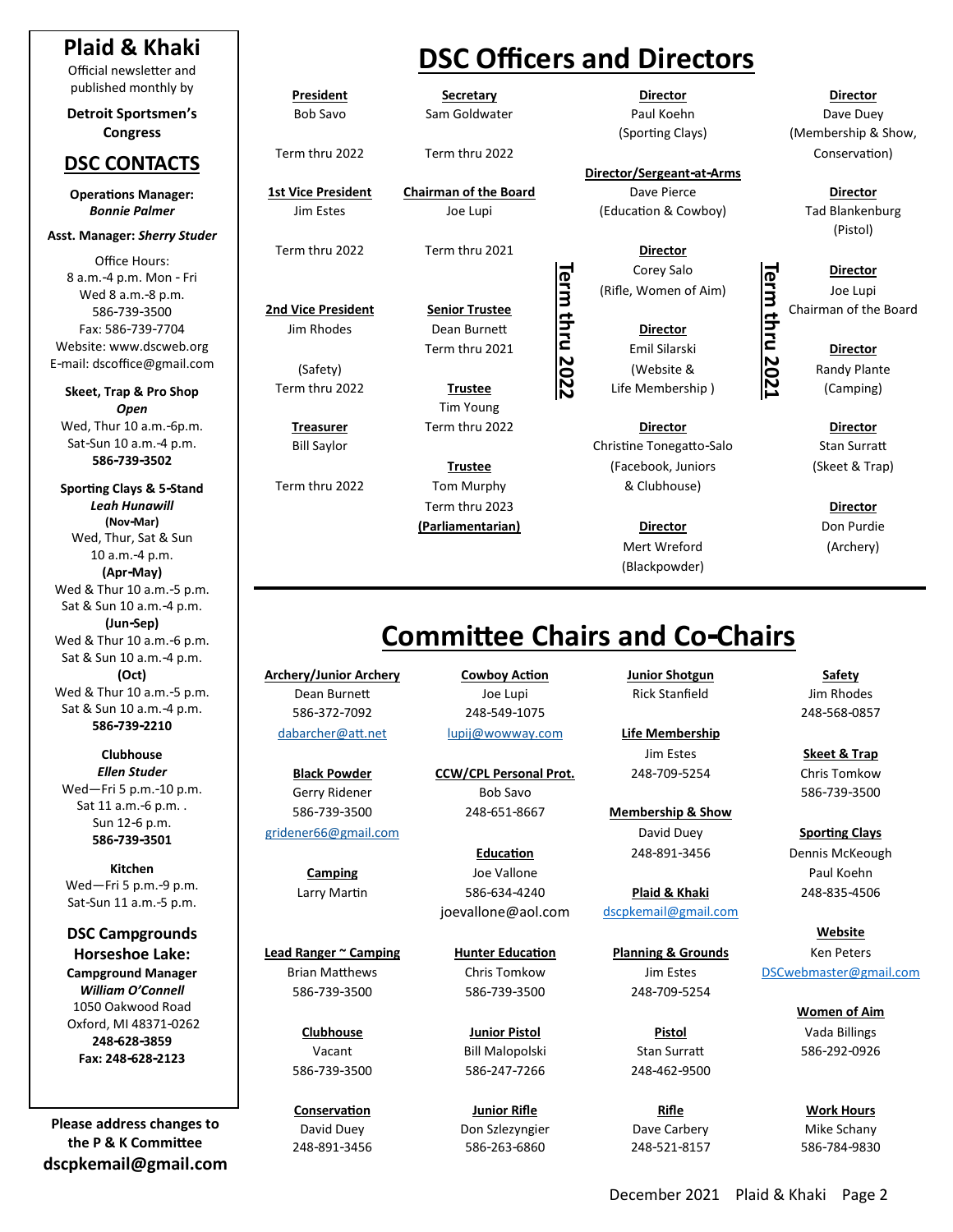# Plaid & Khaki

Official newsletter and published monthly by

**Detroit Sportsmen's Congress**

## DSC CONTACTS

**Operations Manager:** ***Bonnie Palmer***

**Asst. Manager:** ***Sherry Studer***

Office Hours:
8 a.m.-4 p.m. Mon - Fri
Wed 8 a.m.-8 p.m.
586-739-3500
Fax: 586-739-7704
Website: www.dscweb.org
E-mail: dscoffice@gmail.com

**Skeet, Trap & Pro Shop**
***Open***
Wed, Thur 10 a.m.-6p.m.
Sat-Sun 10 a.m.-4 p.m.
**586-739-3502**

**Sporting Clays & 5-Stand**
***Leah Hunawill***
**(Nov-Mar)**
Wed, Thur, Sat & Sun
10 a.m.-4 p.m.
**(Apr-May)**
Wed & Thur 10 a.m.-5 p.m.
Sat & Sun 10 a.m.-4 p.m.
**(Jun-Sep)**
Wed & Thur 10 a.m.-6 p.m.
Sat & Sun 10 a.m.-4 p.m.
**(Oct)**
Wed & Thur 10 a.m.-5 p.m.
Sat & Sun 10 a.m.-4 p.m.
**586-739-2210**

**Clubhouse**
***Ellen Studer***
Wed—Fri 5 p.m.-10 p.m.
Sat 11 a.m.-6 p.m. .
Sun 12-6 p.m.
**586-739-3501**

**Kitchen**
Wed—Fri 5 p.m.-9 p.m.
Sat-Sun 11 a.m.-5 p.m.

**DSC Campgrounds Horseshoe Lake:**
**Campground Manager**
***William O'Connell***
1050 Oakwood Road
Oxford, MI 48371-0262
**248-628-3859**
**Fax: 248-628-2123**

**Please address changes to the P & K Committee**
**dscpkemail@gmail.com**

# DSC Officers and Directors

**President**
Bob Savo
Term thru 2022

**1st Vice President**
Jim Estes
Term thru 2022

**2nd Vice President**
Jim Rhodes
(Safety)
Term thru 2022

**Treasurer**
Bill Saylor
Term thru 2022

**Secretary**
Sam Goldwater
Term thru 2022

**Chairman of the Board**
Joe Lupi
Term thru 2021

**Senior Trustee**
Dean Burnett
Term thru 2021

**Trustee**
Tim Young
Term thru 2022

**Trustee**
Tom Murphy
Term thru 2023
**(Parliamentarian)**

**Term thru 2022**

**Director**
Paul Koehn
(Sporting Clays)

**Director/Sergeant-at-Arms**
Dave Pierce
(Education & Cowboy)

**Director**
Corey Salo
(Rifle, Women of Aim)

**Director**
Emil Silarski
(Website & Life Membership )

**Director**
Christine Tonegatto-Salo
(Facebook, Juniors & Clubhouse)

**Director**
Mert Wreford
(Blackpowder)

**Term thru 2021**

**Director**
Dave Duey
(Membership & Show, Conservation)

**Director**
Tad Blankenburg
(Pistol)

**Director**
Joe Lupi
Chairman of the Board

**Director**
Randy Plante
(Camping)

**Director**
Stan Surratt
(Skeet & Trap)

**Director**
Don Purdie
(Archery)

# Committee Chairs and Co-Chairs

**Archery/Junior Archery**
Dean Burnett
586-372-7092
dabarcher@att.net

**Black Powder**
Gerry Ridener
586-739-3500
gridener66@gmail.com

**Camping**
Larry Martin

**Lead Ranger ~ Camping**
Brian Matthews
586-739-3500

**Clubhouse**
Vacant
586-739-3500

**Conservation**
David Duey
248-891-3456

**Cowboy Action**
Joe Lupi
248-549-1075
lupij@wowway.com

**CCW/CPL Personal Prot.**
Bob Savo
248-651-8667

**Education**
Joe Vallone
586-634-4240
joevallone@aol.com

**Hunter Education**
Chris Tomkow
586-739-3500

**Junior Pistol**
Bill Malopolski
586-247-7266

**Junior Rifle**
Don Szlezyngier
586-263-6860

**Junior Shotgun**
Rick Stanfield

**Life Membership**
Jim Estes
248-709-5254

**Membership & Show**
David Duey
248-891-3456

**Plaid & Khaki**
dscpkemail@gmail.com

**Planning & Grounds**
Jim Estes
248-709-5254

**Pistol**
Stan Surratt
248-462-9500

**Rifle**
Dave Carbery
248-521-8157

**Safety**
Jim Rhodes
248-568-0857

**Skeet & Trap**
Chris Tomkow
586-739-3500

**Sporting Clays**
Dennis McKeough
Paul Koehn
248-835-4506

**Website**
Ken Peters
DSCwebmaster@gmail.com

**Women of Aim**
Vada Billings
586-292-0926

**Work Hours**
Mike Schany
586-784-9830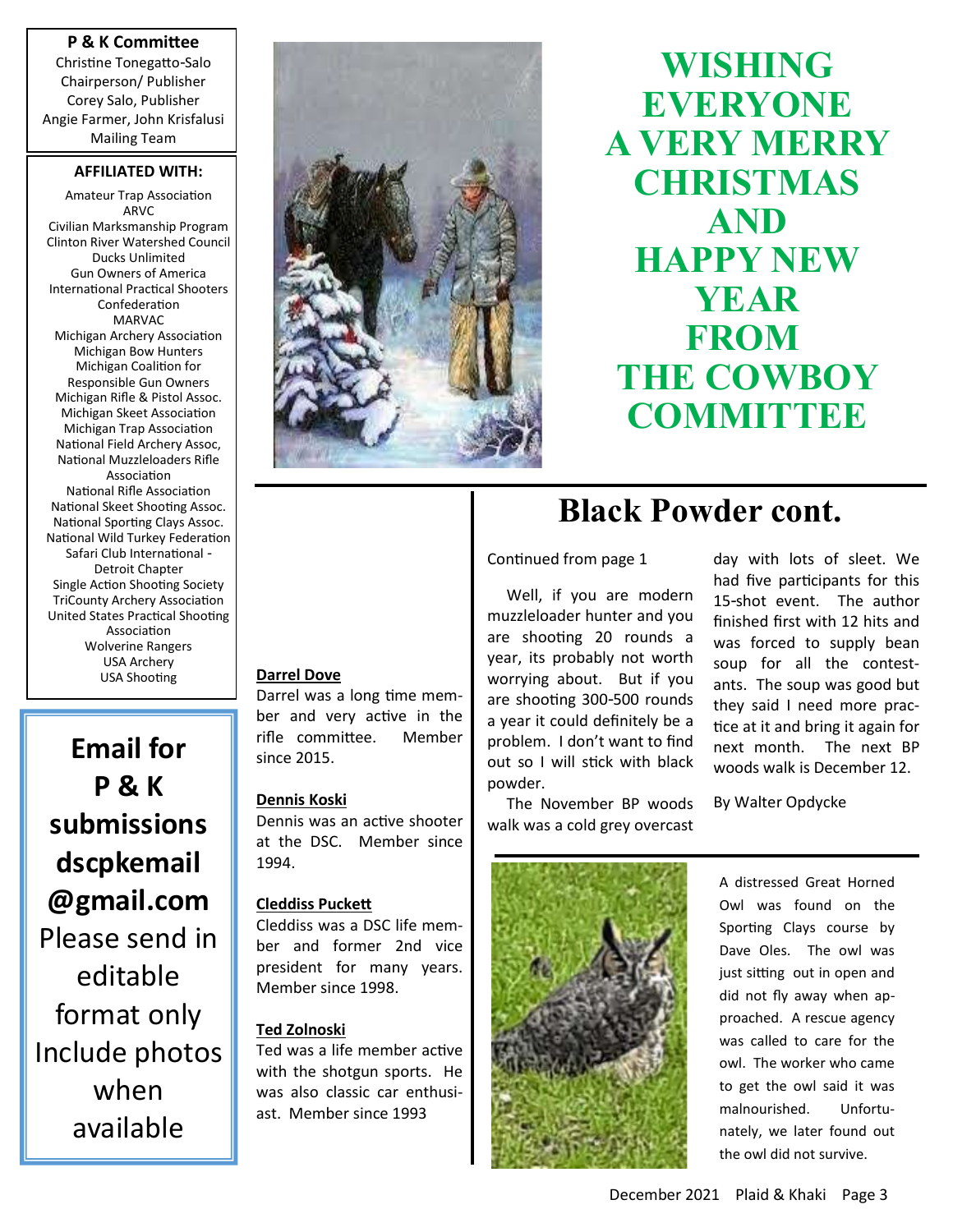**P & K Committee**

Christine Tonegatto-Salo
Chairperson/ Publisher
Corey Salo, Publisher
Angie Farmer, John Krisfalusi
Mailing Team

**AFFILIATED WITH:**

Amateur Trap Association
ARVC
Civilian Marksmanship Program
Clinton River Watershed Council
Ducks Unlimited
Gun Owners of America
International Practical Shooters Confederation
MARVAC
Michigan Archery Association
Michigan Bow Hunters
Michigan Coalition for Responsible Gun Owners
Michigan Rifle & Pistol Assoc.
Michigan Skeet Association
Michigan Trap Association
National Field Archery Assoc,
National Muzzleloaders Rifle Association
National Rifle Association
National Skeet Shooting Assoc.
National Sporting Clays Assoc.
National Wild Turkey Federation
Safari Club International - Detroit Chapter
Single Action Shooting Society
TriCounty Archery Association
United States Practical Shooting Association
Wolverine Rangers
USA Archery
USA Shooting

**Email for P & K submissions dscpkemail @gmail.com**
Please send in editable format only
Include photos when available

# WISHING EVERYONE A VERY MERRY CHRISTMAS AND HAPPY NEW YEAR FROM THE COWBOY COMMITTEE

**Darrel Dove**
Darrel was a long time member and very active in the rifle committee. Member since 2015.

**Dennis Koski**
Dennis was an active shooter at the DSC. Member since 1994.

**Cleddiss Puckett**
Cleddiss was a DSC life member and former 2nd vice president for many years. Member since 1998.

**Ted Zolnoski**
Ted was a life member active with the shotgun sports. He was also classic car enthusiast. Member since 1993

## Black Powder cont.

Continued from page 1

Well, if you are modern muzzleloader hunter and you are shooting 20 rounds a year, its probably not worth worrying about. But if you are shooting 300-500 rounds a year it could definitely be a problem. I don't want to find out so I will stick with black powder.

The November BP woods walk was a cold grey overcast day with lots of sleet. We had five participants for this 15-shot event. The author finished first with 12 hits and was forced to supply bean soup for all the contestants. The soup was good but they said I need more practice at it and bring it again for next month. The next BP woods walk is December 12.

By Walter Opdycke

A distressed Great Horned Owl was found on the Sporting Clays course by Dave Oles. The owl was just sitting out in open and did not fly away when approached. A rescue agency was called to care for the owl. The worker who came to get the owl said it was malnourished. Unfortunately, we later found out the owl did not survive.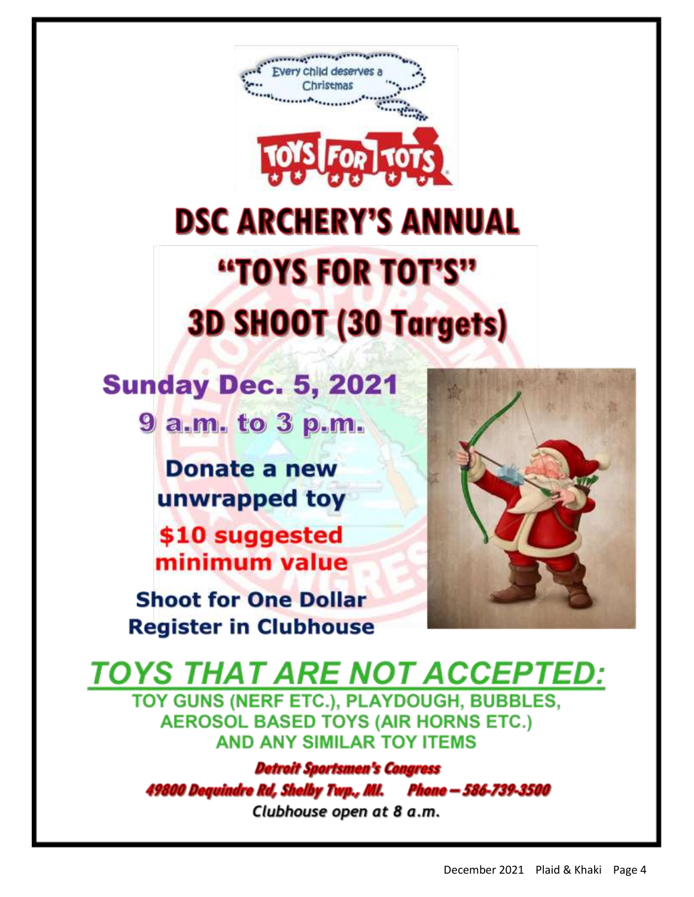Every child deserves a Christmas

TOYS FOR TOTS

# DSC ARCHERY'S ANNUAL

# "TOYS FOR TOT'S"

# 3D SHOOT (30 Targets)

## Sunday Dec. 5, 2021

## 9 a.m. to 3 p.m.

**Donate a new unwrapped toy**

**$10 suggested minimum value**

**Shoot for One Dollar**

**Register in Clubhouse**

## *TOYS THAT ARE NOT ACCEPTED:*

**TOY GUNS (NERF ETC.), PLAYDOUGH, BUBBLES, AEROSOL BASED TOYS (AIR HORNS ETC.) AND ANY SIMILAR TOY ITEMS**

***Detroit Sportsmen's Congress***

***49800 Dequindre Rd, Shelby Twp., MI. Phone – 586-739-3500***

*Clubhouse open at 8 a.m.*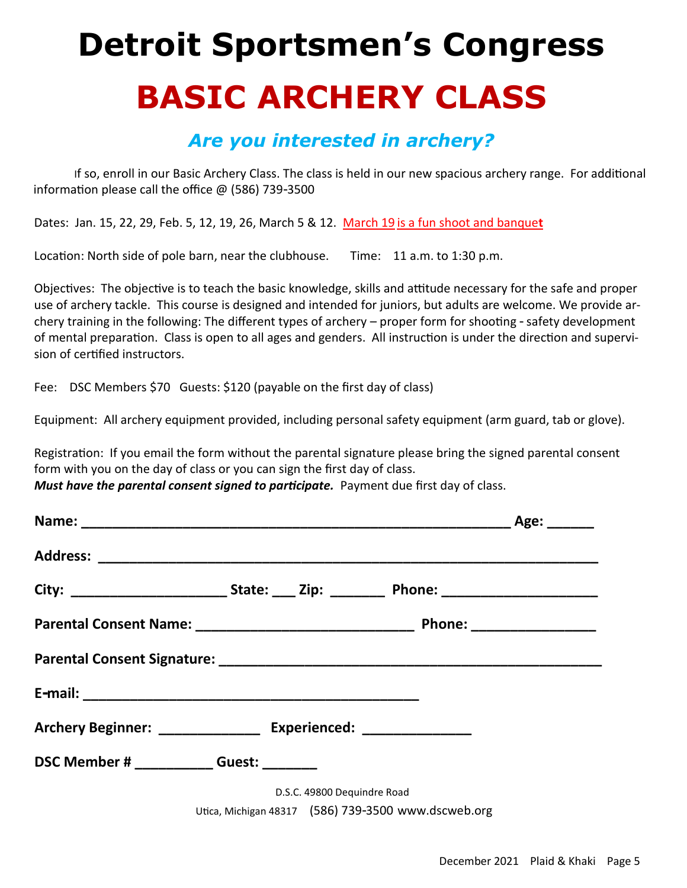# Detroit Sportsmen's Congress

# BASIC ARCHERY CLASS

### *Are you interested in archery?*

If so, enroll in our Basic Archery Class. The class is held in our new spacious archery range. For additional information please call the office @ (586) 739-3500

Dates: Jan. 15, 22, 29, Feb. 5, 12, 19, 26, March 5 & 12. March 19 is a fun shoot and banquet

Location: North side of pole barn, near the clubhouse. Time: 11 a.m. to 1:30 p.m.

Objectives: The objective is to teach the basic knowledge, skills and attitude necessary for the safe and proper use of archery tackle. This course is designed and intended for juniors, but adults are welcome. We provide archery training in the following: The different types of archery – proper form for shooting - safety development of mental preparation. Class is open to all ages and genders. All instruction is under the direction and supervision of certified instructors.

Fee: DSC Members $70 Guests: $120 (payable on the first day of class)

Equipment: All archery equipment provided, including personal safety equipment (arm guard, tab or glove).

Registration: If you email the form without the parental signature please bring the signed parental consent form with you on the day of class or you can sign the first day of class.
***Must have the parental consent signed to participate.*** Payment due first day of class.

**Name:** ________________________________________________ **Age:** ______

**Address:** ________________________________________________________

**City:** ____________________ **State:** ___ **Zip:** _______ **Phone:** ____________________

**Parental Consent Name:** ____________________________ **Phone:** ________________

**Parental Consent Signature:** ________________________________________________

**E-mail:** ____________________________________________

**Archery Beginner:** _____________ **Experienced:** ______________

**DSC Member #** __________ **Guest:** _______

D.S.C. 49800 Dequindre Road
Utica, Michigan 48317 (586) 739-3500 www.dscweb.org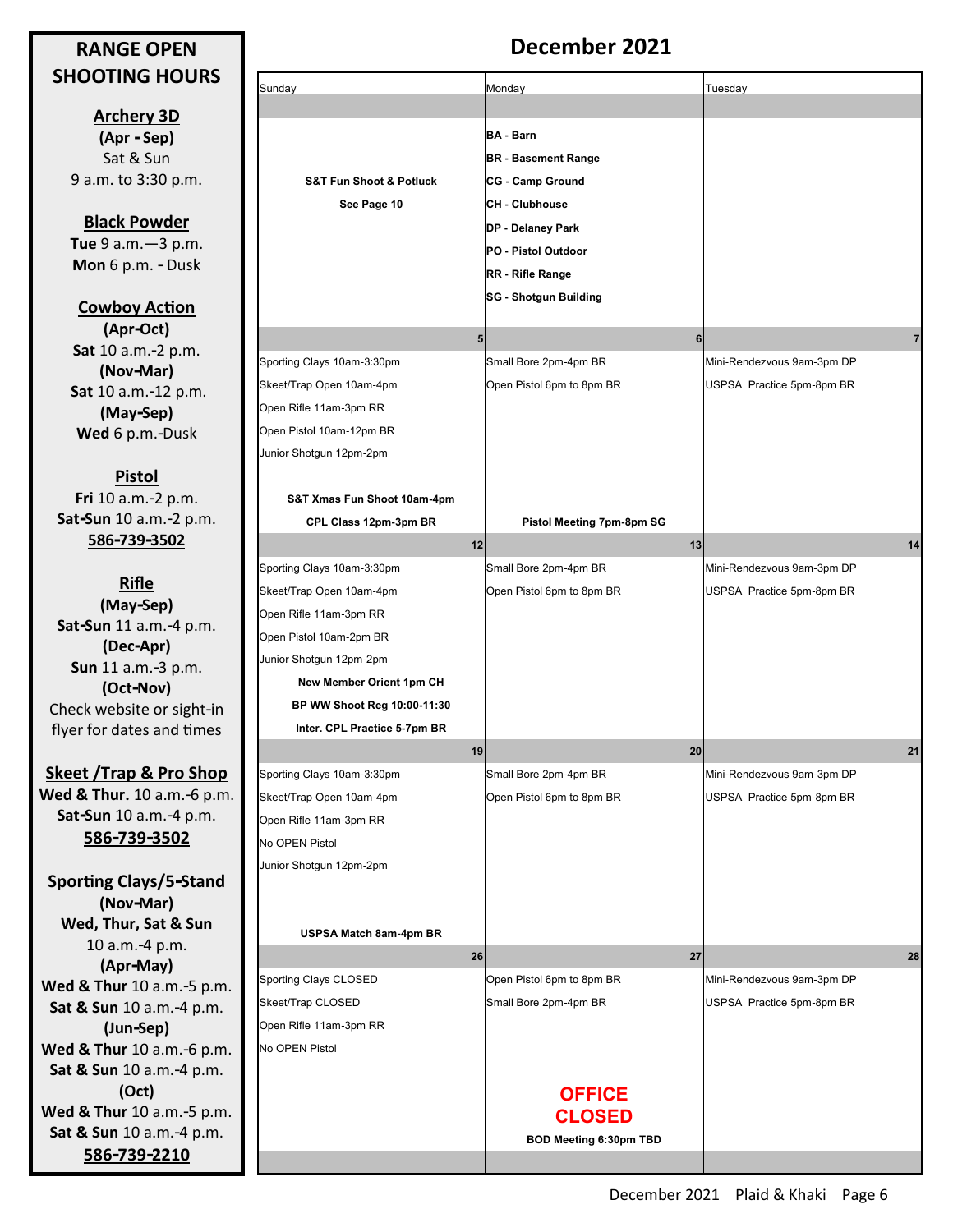## RANGE OPEN SHOOTING HOURS

**Archery 3D**
**(Apr - Sep)**
Sat & Sun
9 a.m. to 3:30 p.m.

**Black Powder**
**Tue** 9 a.m.—3 p.m.
**Mon** 6 p.m. - Dusk

**Cowboy Action**
**(Apr-Oct)**
**Sat** 10 a.m.-2 p.m.
**(Nov-Mar)**
**Sat** 10 a.m.-12 p.m.
**(May-Sep)**
**Wed** 6 p.m.-Dusk

**Pistol**
**Fri** 10 a.m.-2 p.m.
**Sat-Sun** 10 a.m.-2 p.m.
**586-739-3502**

**Rifle**
**(May-Sep)**
**Sat-Sun** 11 a.m.-4 p.m.
**(Dec-Apr)**
**Sun** 11 a.m.-3 p.m.
**(Oct-Nov)**
Check website or sight-in flyer for dates and times

**Skeet /Trap & Pro Shop**
**Wed & Thur.** 10 a.m.-6 p.m.
**Sat-Sun** 10 a.m.-4 p.m.
**586-739-3502**

**Sporting Clays/5-Stand**
**(Nov-Mar)**
**Wed, Thur, Sat & Sun**
10 a.m.-4 p.m.
**(Apr-May)**
**Wed & Thur** 10 a.m.-5 p.m.
**Sat & Sun** 10 a.m.-4 p.m.
**(Jun-Sep)**
**Wed & Thur** 10 a.m.-6 p.m.
**Sat & Sun** 10 a.m.-4 p.m.
**(Oct)**
**Wed & Thur** 10 a.m.-5 p.m.
**Sat & Sun** 10 a.m.-4 p.m.
**586-739-2210**

# December 2021

| Sunday | Monday | Tuesday |
|---|---|---|
| **S&T Fun Shoot & Potluck**<br>**See Page 10** | **BA - Barn**<br>**BR - Basement Range**<br>**CG - Camp Ground**<br>**CH - Clubhouse**<br>**DP - Delaney Park**<br>**PO - Pistol Outdoor**<br>**RR - Rifle Range**<br>**SG - Shotgun Building** | |
| 5 | 6 | 7 |
| Sporting Clays 10am-3:30pm<br>Skeet/Trap Open 10am-4pm<br>Open Rifle 11am-3pm RR<br>Open Pistol 10am-12pm BR<br>Junior Shotgun 12pm-2pm<br>**S&T Xmas Fun Shoot 10am-4pm**<br>**CPL Class 12pm-3pm BR** | Small Bore 2pm-4pm BR<br>Open Pistol 6pm to 8pm BR<br>**Pistol Meeting 7pm-8pm SG** | Mini-Rendezvous 9am-3pm DP<br>USPSA Practice 5pm-8pm BR |
| 12 | 13 | 14 |
| Sporting Clays 10am-3:30pm<br>Skeet/Trap Open 10am-4pm<br>Open Rifle 11am-3pm RR<br>Open Pistol 10am-2pm BR<br>Junior Shotgun 12pm-2pm<br>**New Member Orient 1pm CH**<br>**BP WW Shoot Reg 10:00-11:30**<br>**Inter. CPL Practice 5-7pm BR** | Small Bore 2pm-4pm BR<br>Open Pistol 6pm to 8pm BR | Mini-Rendezvous 9am-3pm DP<br>USPSA Practice 5pm-8pm BR |
| 19 | 20 | 21 |
| Sporting Clays 10am-3:30pm<br>Skeet/Trap Open 10am-4pm<br>Open Rifle 11am-3pm RR<br>No OPEN Pistol<br>Junior Shotgun 12pm-2pm<br>**USPSA Match 8am-4pm BR** | Small Bore 2pm-4pm BR<br>Open Pistol 6pm to 8pm BR | Mini-Rendezvous 9am-3pm DP<br>USPSA Practice 5pm-8pm BR |
| 26 | 27 | 28 |
| Sporting Clays CLOSED<br>Skeet/Trap CLOSED<br>Open Rifle 11am-3pm RR<br>No OPEN Pistol | Open Pistol 6pm to 8pm BR<br>Small Bore 2pm-4pm BR<br>**OFFICE CLOSED**<br>**BOD Meeting 6:30pm TBD** | Mini-Rendezvous 9am-3pm DP<br>USPSA Practice 5pm-8pm BR |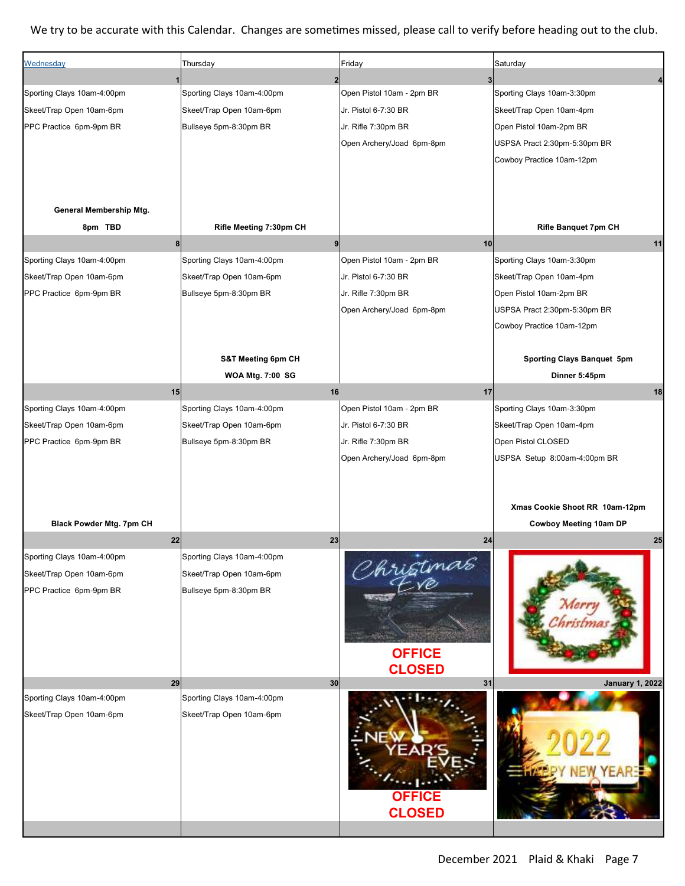We try to be accurate with this Calendar. Changes are sometimes missed, please call to verify before heading out to the club.

| Wednesday | Thursday | Friday | Saturday |
|---|---|---|---|
| 1 | 2 | 3 | 4 |
| Sporting Clays 10am-4:00pm<br>Skeet/Trap Open 10am-6pm<br>PPC Practice 6pm-9pm BR<br>**General Membership Mtg. 8pm TBD** | Sporting Clays 10am-4:00pm<br>Skeet/Trap Open 10am-6pm<br>Bullseye 5pm-8:30pm BR<br>**Rifle Meeting 7:30pm CH** | Open Pistol 10am - 2pm BR<br>Jr. Pistol 6-7:30 BR<br>Jr. Rifle 7:30pm BR<br>Open Archery/Joad 6pm-8pm | Sporting Clays 10am-3:30pm<br>Skeet/Trap Open 10am-4pm<br>Open Pistol 10am-2pm BR<br>USPSA Pract 2:30pm-5:30pm BR<br>Cowboy Practice 10am-12pm<br>**Rifle Banquet 7pm CH** |
| 8 | 9 | 10 | 11 |
| Sporting Clays 10am-4:00pm<br>Skeet/Trap Open 10am-6pm<br>PPC Practice 6pm-9pm BR | Sporting Clays 10am-4:00pm<br>Skeet/Trap Open 10am-6pm<br>Bullseye 5pm-8:30pm BR<br>**S&T Meeting 6pm CH**<br>**WOA Mtg. 7:00 SG** | Open Pistol 10am - 2pm BR<br>Jr. Pistol 6-7:30 BR<br>Jr. Rifle 7:30pm BR<br>Open Archery/Joad 6pm-8pm | Sporting Clays 10am-3:30pm<br>Skeet/Trap Open 10am-4pm<br>Open Pistol 10am-2pm BR<br>USPSA Pract 2:30pm-5:30pm BR<br>Cowboy Practice 10am-12pm<br>**Sporting Clays Banquet 5pm**<br>**Dinner 5:45pm** |
| 15 | 16 | 17 | 18 |
| Sporting Clays 10am-4:00pm<br>Skeet/Trap Open 10am-6pm<br>PPC Practice 6pm-9pm BR<br>**Black Powder Mtg. 7pm CH** | Sporting Clays 10am-4:00pm<br>Skeet/Trap Open 10am-6pm<br>Bullseye 5pm-8:30pm BR | Open Pistol 10am - 2pm BR<br>Jr. Pistol 6-7:30 BR<br>Jr. Rifle 7:30pm BR<br>Open Archery/Joad 6pm-8pm | Sporting Clays 10am-3:30pm<br>Skeet/Trap Open 10am-4pm<br>Open Pistol CLOSED<br>USPSA Setup 8:00am-4:00pm BR<br>**Xmas Cookie Shoot RR 10am-12pm**<br>**Cowboy Meeting 10am DP** |
| 22 | 23 | 24 | 25 |
| Sporting Clays 10am-4:00pm<br>Skeet/Trap Open 10am-6pm<br>PPC Practice 6pm-9pm BR | Sporting Clays 10am-4:00pm<br>Skeet/Trap Open 10am-6pm<br>Bullseye 5pm-8:30pm BR | Christmas Eve<br>**OFFICE CLOSED** | Merry Christmas |
| 29 | 30 | 31 | January 1, 2022 |
| Sporting Clays 10am-4:00pm<br>Skeet/Trap Open 10am-6pm | Sporting Clays 10am-4:00pm<br>Skeet/Trap Open 10am-6pm | New Year's Eve<br>**OFFICE CLOSED** | 2022 Happy New Year |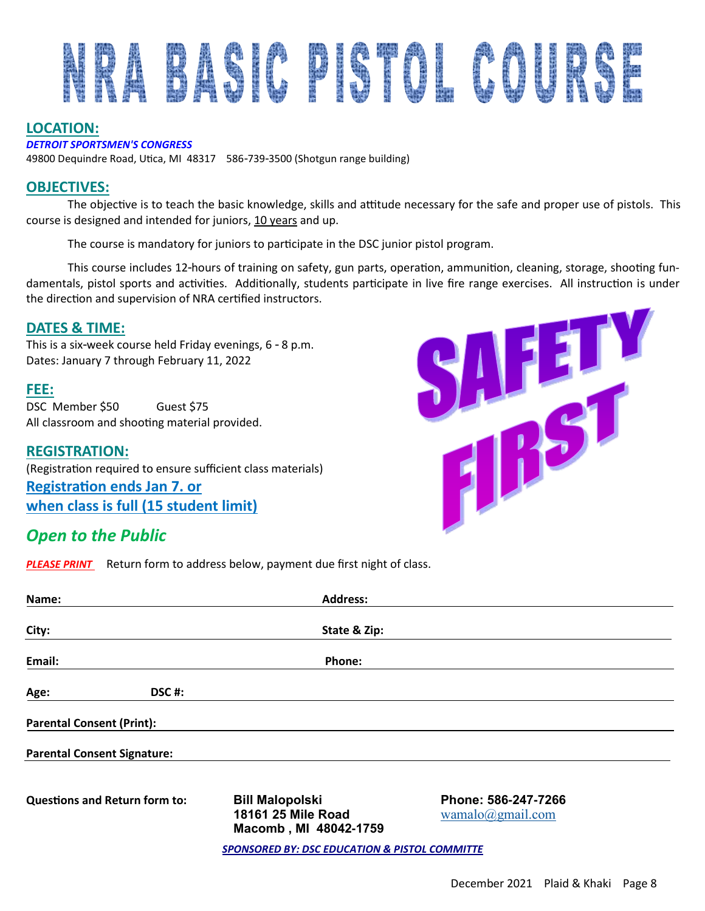# NRA BASIC PISTOL COURSE

## LOCATION:

***DETROIT SPORTSMEN'S CONGRESS***

49800 Dequindre Road, Utica, MI 48317 586-739-3500 (Shotgun range building)

## OBJECTIVES:

The objective is to teach the basic knowledge, skills and attitude necessary for the safe and proper use of pistols. This course is designed and intended for juniors, 10 years and up.

The course is mandatory for juniors to participate in the DSC junior pistol program.

This course includes 12-hours of training on safety, gun parts, operation, ammunition, cleaning, storage, shooting fundamentals, pistol sports and activities. Additionally, students participate in live fire range exercises. All instruction is under the direction and supervision of NRA certified instructors.

## DATES & TIME:

This is a six-week course held Friday evenings, 6 - 8 p.m.
Dates: January 7 through February 11, 2022

## FEE:

DSC Member $50 Guest $75
All classroom and shooting material provided.

## REGISTRATION:

(Registration required to ensure sufficient class materials)

**Registration ends Jan 7. or when class is full (15 student limit)**

SAFETY FIRST

## *Open to the Public*

***PLEASE PRINT*** Return form to address below, payment due first night of class.

**Name:** ______________________ **Address:** ______________________

**City:** ______________________ **State & Zip:** ______________________

**Email:** ______________________ **Phone:** ______________________

**Age:** __________ **DSC #:** ______________________

**Parental Consent (Print):** ______________________

**Parental Consent Signature:** ______________________

**Questions and Return form to:**

**Bill Malopolski**
**18161 25 Mile Road**
**Macomb , MI 48042-1759**

**Phone: 586-247-7266**
wamalo@gmail.com

***SPONSORED BY: DSC EDUCATION & PISTOL COMMITTE***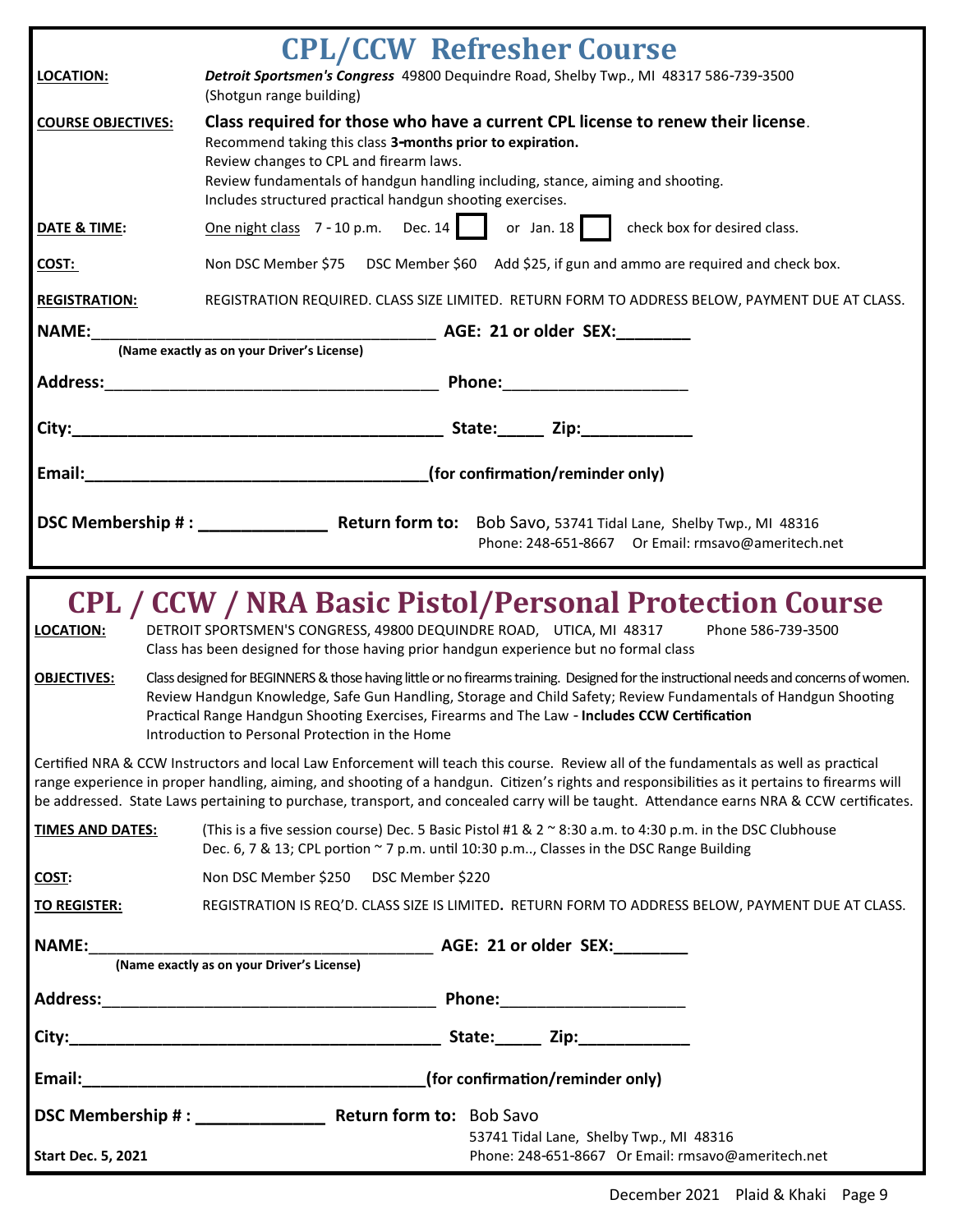# CPL/CCW Refresher Course

**LOCATION:** ***Detroit Sportsmen's Congress*** 49800 Dequindre Road, Shelby Twp., MI 48317 586-739-3500 (Shotgun range building)

**COURSE OBJECTIVES:** **Class required for those who have a current CPL license to renew their license**. Recommend taking this class **3-months prior to expiration.** Review changes to CPL and firearm laws. Review fundamentals of handgun handling including, stance, aiming and shooting. Includes structured practical handgun shooting exercises.

**DATE & TIME:** One night class 7 - 10 p.m. Dec. 14 ☐ or Jan. 18 ☐ check box for desired class.

**COST:** Non DSC Member $75 DSC Member $60 Add $25, if gun and ammo are required and check box.

**REGISTRATION:** REGISTRATION REQUIRED. CLASS SIZE LIMITED. RETURN FORM TO ADDRESS BELOW, PAYMENT DUE AT CLASS.

**NAME:**_______________________________________ **AGE: 21 or older SEX:**________
**(Name exactly as on your Driver's License)**

**Address:**_______________________________________ **Phone:**____________________

**City:**_______________________________________ **State:**_____ **Zip:**___________

**Email:**_______________________________________**(for confirmation/reminder only)**

**DSC Membership # :** _____________ **Return form to:** Bob Savo, 53741 Tidal Lane, Shelby Twp., MI 48316
Phone: 248-651-8667 Or Email: rmsavo@ameritech.net

# CPL / CCW / NRA Basic Pistol/Personal Protection Course

**LOCATION:** DETROIT SPORTSMEN'S CONGRESS, 49800 DEQUINDRE ROAD, UTICA, MI 48317 Phone 586-739-3500
Class has been designed for those having prior handgun experience but no formal class

**OBJECTIVES:** Class designed for BEGINNERS & those having little or no firearms training. Designed for the instructional needs and concerns of women. Review Handgun Knowledge, Safe Gun Handling, Storage and Child Safety; Review Fundamentals of Handgun Shooting Practical Range Handgun Shooting Exercises, Firearms and The Law - **Includes CCW Certification**
Introduction to Personal Protection in the Home

Certified NRA & CCW Instructors and local Law Enforcement will teach this course. Review all of the fundamentals as well as practical range experience in proper handling, aiming, and shooting of a handgun. Citizen's rights and responsibilities as it pertains to firearms will be addressed. State Laws pertaining to purchase, transport, and concealed carry will be taught. Attendance earns NRA & CCW certificates.

**TIMES AND DATES:** (This is a five session course) Dec. 5 Basic Pistol #1 & 2 ~ 8:30 a.m. to 4:30 p.m. in the DSC Clubhouse
Dec. 6, 7 & 13; CPL portion ~ 7 p.m. until 10:30 p.m.., Classes in the DSC Range Building

**COST:** Non DSC Member $250 DSC Member $220

**TO REGISTER:** REGISTRATION IS REQ'D. CLASS SIZE IS LIMITED**.** RETURN FORM TO ADDRESS BELOW, PAYMENT DUE AT CLASS.

**NAME:**_______________________________________ **AGE: 21 or older SEX:**________
**(Name exactly as on your Driver's License)**

**Address:**_______________________________________ **Phone:**____________________

**City:**_______________________________________ **State:**_____ **Zip:**___________

**Email:**_______________________________________**(for confirmation/reminder only)**

**DSC Membership # :** _____________ **Return form to:** Bob Savo
53741 Tidal Lane, Shelby Twp., MI 48316
Phone: 248-651-8667 Or Email: rmsavo@ameritech.net

**Start Dec. 5, 2021**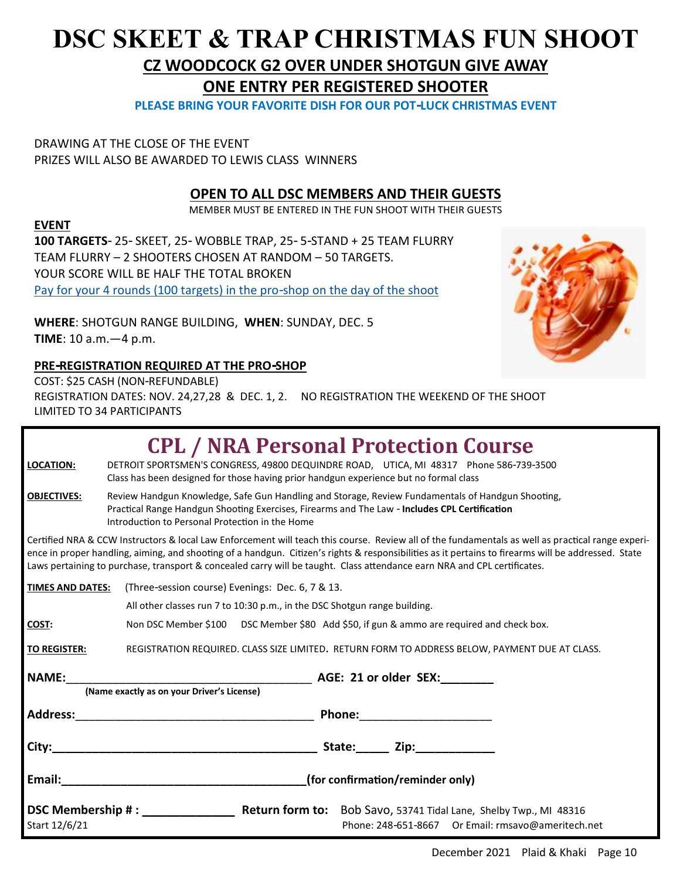# DSC SKEET & TRAP CHRISTMAS FUN SHOOT

## CZ WOODCOCK G2 OVER UNDER SHOTGUN GIVE AWAY

## ONE ENTRY PER REGISTERED SHOOTER

**PLEASE BRING YOUR FAVORITE DISH FOR OUR POT-LUCK CHRISTMAS EVENT**

DRAWING AT THE CLOSE OF THE EVENT
PRIZES WILL ALSO BE AWARDED TO LEWIS CLASS WINNERS

### OPEN TO ALL DSC MEMBERS AND THEIR GUESTS

MEMBER MUST BE ENTERED IN THE FUN SHOOT WITH THEIR GUESTS

**EVENT**

**100 TARGETS**- 25- SKEET, 25- WOBBLE TRAP, 25- 5-STAND + 25 TEAM FLURRY
TEAM FLURRY – 2 SHOOTERS CHOSEN AT RANDOM – 50 TARGETS.
YOUR SCORE WILL BE HALF THE TOTAL BROKEN
Pay for your 4 rounds (100 targets) in the pro-shop on the day of the shoot

**WHERE**: SHOTGUN RANGE BUILDING, **WHEN**: SUNDAY, DEC. 5
**TIME**: 10 a.m.—4 p.m.

**PRE-REGISTRATION REQUIRED AT THE PRO-SHOP**

COST: $25 CASH (NON-REFUNDABLE)
REGISTRATION DATES: NOV. 24,27,28 & DEC. 1, 2. NO REGISTRATION THE WEEKEND OF THE SHOOT
LIMITED TO 34 PARTICIPANTS

# CPL / NRA Personal Protection Course

**LOCATION:** DETROIT SPORTSMEN'S CONGRESS, 49800 DEQUINDRE ROAD, UTICA, MI 48317 Phone 586-739-3500
Class has been designed for those having prior handgun experience but no formal class

**OBJECTIVES:** Review Handgun Knowledge, Safe Gun Handling and Storage, Review Fundamentals of Handgun Shooting, Practical Range Handgun Shooting Exercises, Firearms and The Law - **Includes CPL Certification**
Introduction to Personal Protection in the Home

Certified NRA & CCW Instructors & local Law Enforcement will teach this course. Review all of the fundamentals as well as practical range experience in proper handling, aiming, and shooting of a handgun. Citizen's rights & responsibilities as it pertains to firearms will be addressed. State Laws pertaining to purchase, transport & concealed carry will be taught. Class attendance earn NRA and CPL certificates.

**TIMES AND DATES:** (Three-session course) Evenings: Dec. 6, 7 & 13.
All other classes run 7 to 10:30 p.m., in the DSC Shotgun range building.

**COST:** Non DSC Member $100 DSC Member $80 Add $50, if gun & ammo are required and check box.

**TO REGISTER:** REGISTRATION REQUIRED. CLASS SIZE LIMITED. RETURN FORM TO ADDRESS BELOW, PAYMENT DUE AT CLASS.

**NAME:**\_\_\_\_\_\_\_\_\_\_\_\_\_\_\_\_\_\_\_\_\_\_\_\_\_\_\_\_\_\_\_\_\_\_\_\_\_\_ **AGE: 21 or older SEX:**\_\_\_\_\_\_\_\_
**(Name exactly as on your Driver's License)**

**Address:**\_\_\_\_\_\_\_\_\_\_\_\_\_\_\_\_\_\_\_\_\_\_\_\_\_\_\_\_\_\_\_\_\_\_\_\_ **Phone:**\_\_\_\_\_\_\_\_\_\_\_\_\_\_\_\_\_\_\_\_

**City:**\_\_\_\_\_\_\_\_\_\_\_\_\_\_\_\_\_\_\_\_\_\_\_\_\_\_\_\_\_\_\_\_\_\_\_\_\_\_\_\_ **State:**\_\_\_\_\_ **Zip:**\_\_\_\_\_\_\_\_\_\_\_\_

**Email:**\_\_\_\_\_\_\_\_\_\_\_\_\_\_\_\_\_\_\_\_\_\_\_\_\_\_\_\_\_\_\_\_\_\_\_\_\_\_**(for confirmation/reminder only)**

**DSC Membership # :** \_\_\_\_\_\_\_\_\_\_\_\_\_\_ **Return form to:** Bob Savo, 53741 Tidal Lane, Shelby Twp., MI 48316
Start 12/6/21 Phone: 248-651-8667 Or Email: rmsavo@ameritech.net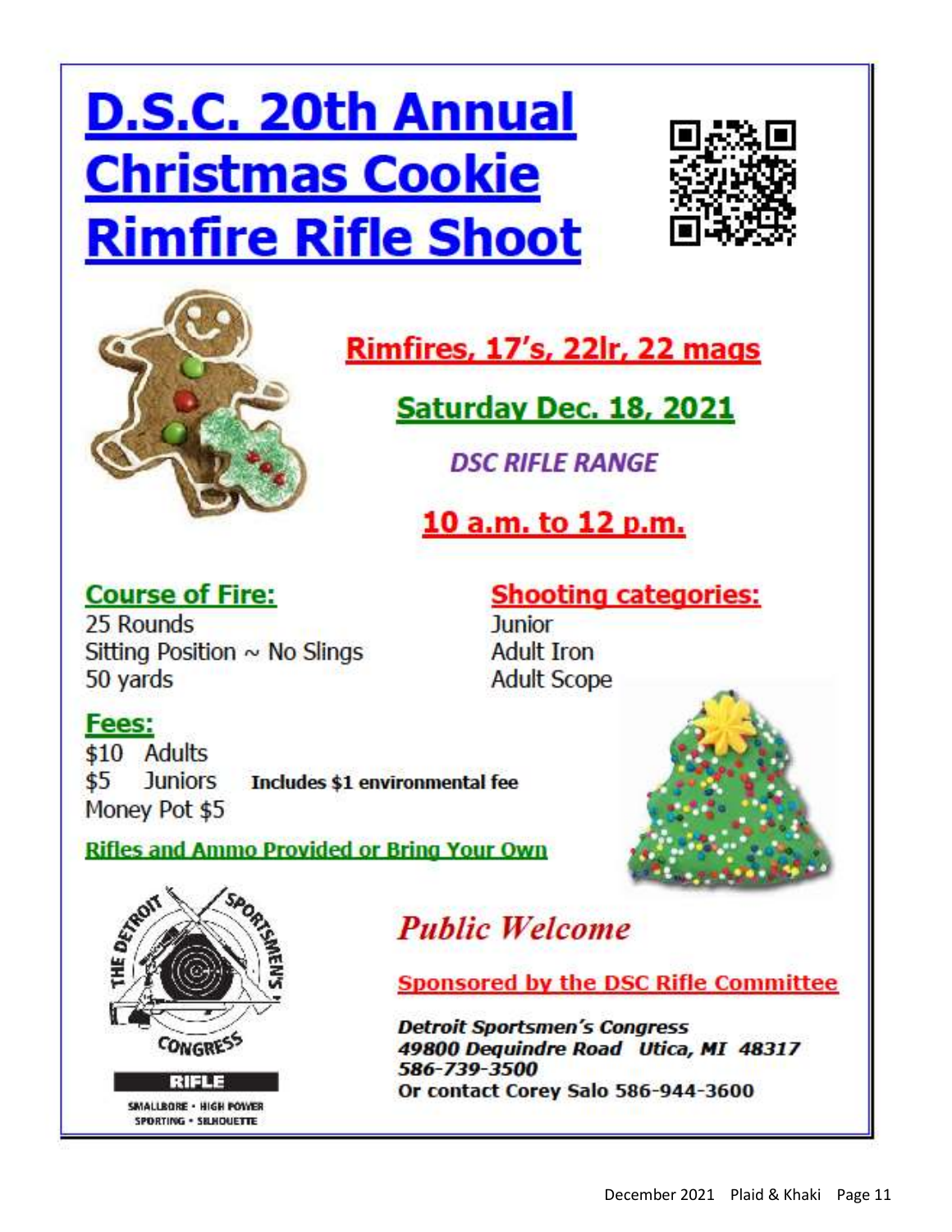# D.S.C. 20th Annual Christmas Cookie Rimfire Rifle Shoot

## Rimfires, 17's, 22lr, 22 mags

## Saturday Dec. 18, 2021

***DSC RIFLE RANGE***

## 10 a.m. to 12 p.m.

### Course of Fire:

25 Rounds
Sitting Position ~ No Slings
50 yards

### Shooting categories:

Junior
Adult Iron
Adult Scope

### Fees:

$10 Adults
$5 Juniors **Includes $1 environmental fee**
Money Pot $5

**Rifles and Ammo Provided or Bring Your Own**

THE DETROIT SPORTSMEN'S CONGRESS
RIFLE
SMALLBORE • HIGH POWER
SPORTING • SILHOUETTE

*Public Welcome*

**Sponsored by the DSC Rifle Committee**

***Detroit Sportsmen's Congress***
***49800 Dequindre Road Utica, MI 48317***
***586-739-3500***
**Or contact Corey Salo 586-944-3600**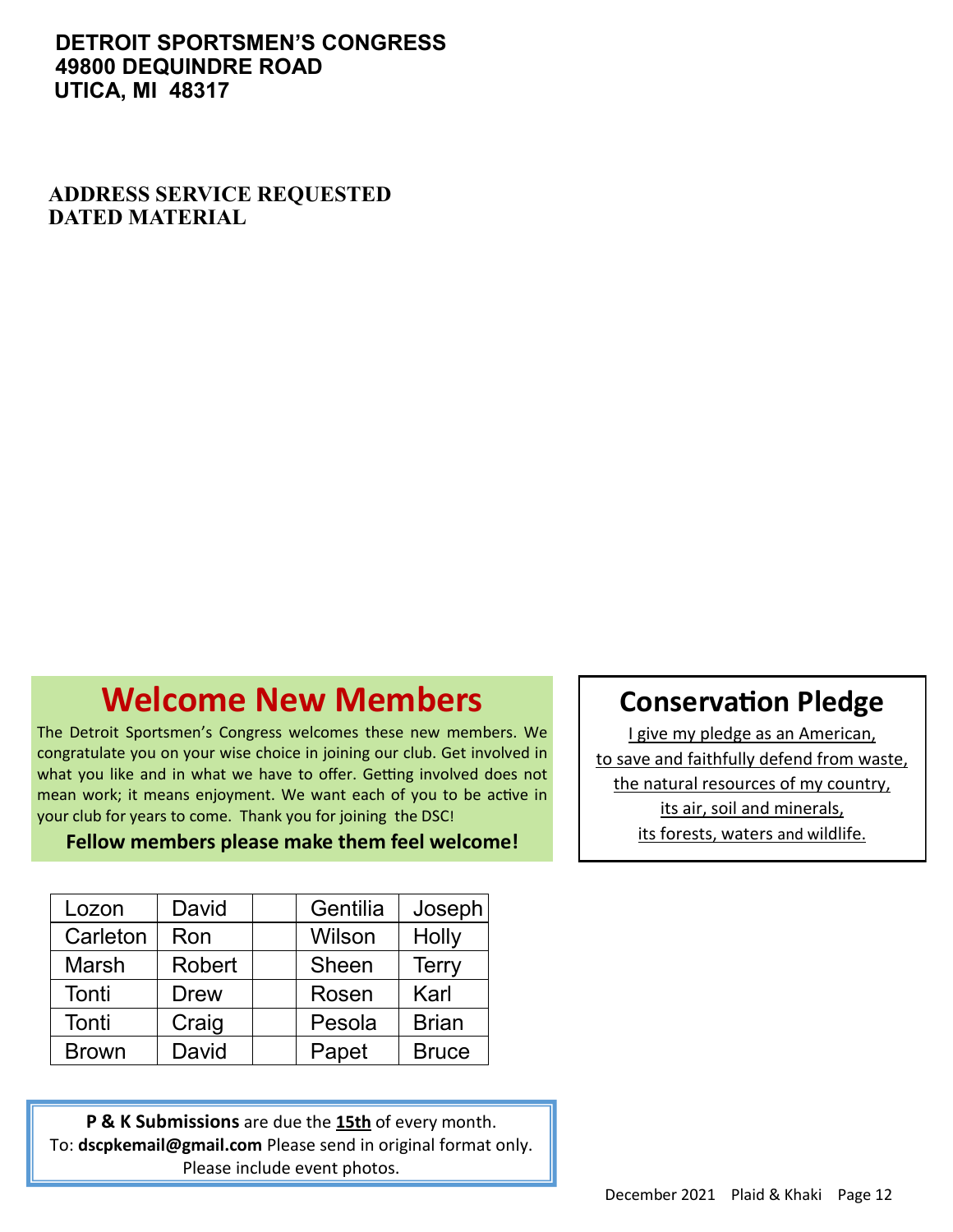**DETROIT SPORTSMEN'S CONGRESS**
**49800 DEQUINDRE ROAD**
**UTICA, MI 48317**

**ADDRESS SERVICE REQUESTED**
**DATED MATERIAL**

# Welcome New Members

The Detroit Sportsmen's Congress welcomes these new members. We congratulate you on your wise choice in joining our club. Get involved in what you like and in what we have to offer. Getting involved does not mean work; it means enjoyment. We want each of you to be active in your club for years to come. Thank you for joining the DSC!

**Fellow members please make them feel welcome!**

| | | | | |
|---|---|---|---|---|
| Lozon | David | | Gentilia | Joseph |
| Carleton | Ron | | Wilson | Holly |
| Marsh | Robert | | Sheen | Terry |
| Tonti | Drew | | Rosen | Karl |
| Tonti | Craig | | Pesola | Brian |
| Brown | David | | Papet | Bruce |

# Conservation Pledge

I give my pledge as an American,
to save and faithfully defend from waste,
the natural resources of my country,
its air, soil and minerals,
its forests, waters and wildlife.

**P & K Submissions** are due the **15th** of every month.
To: **dscpkemail@gmail.com** Please send in original format only.
Please include event photos.